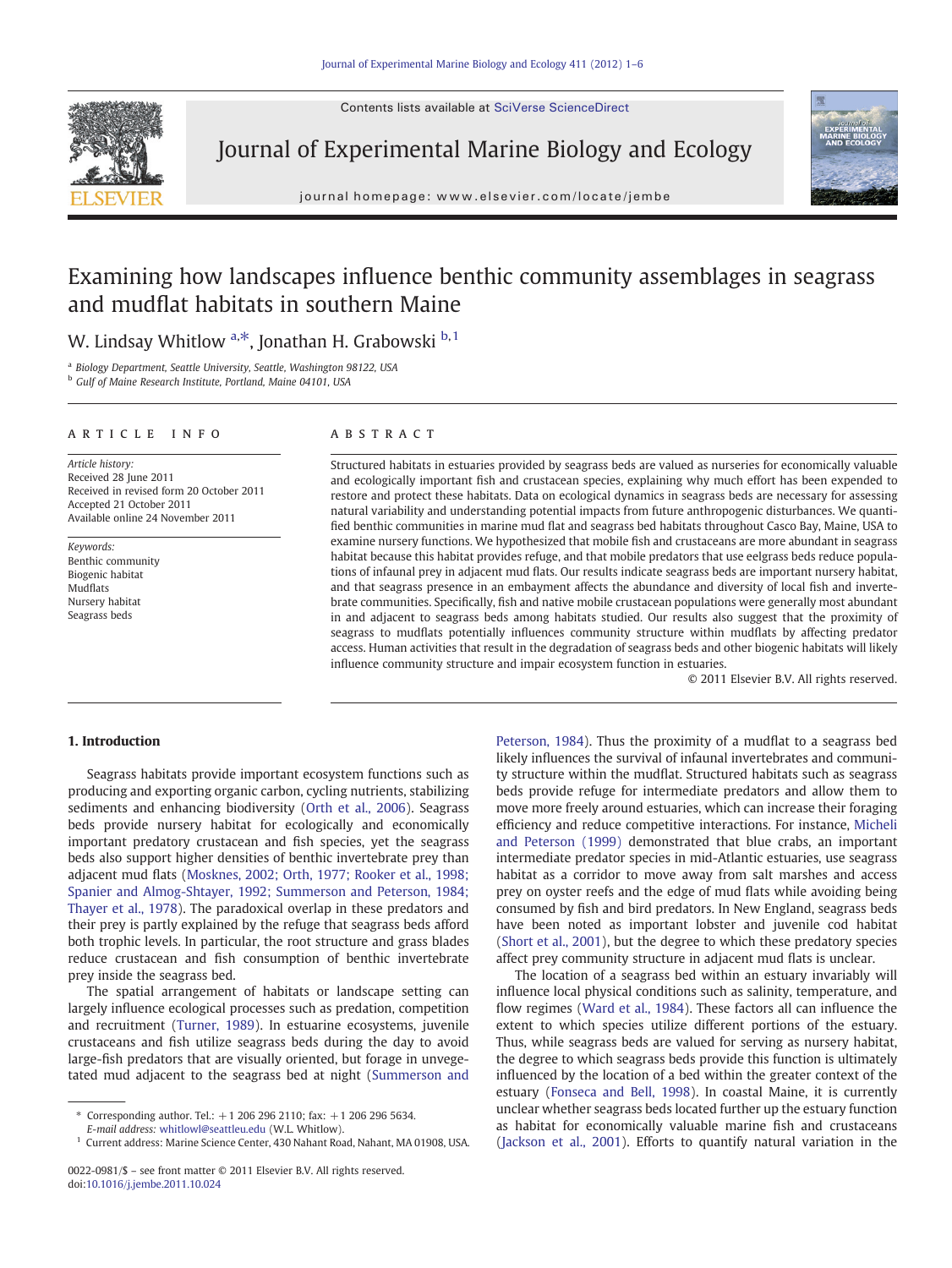# Examining how landscapes influence benthic community assemblages in seagrass and mudflat habitats in southern Maine

W. Lindsay Whitlow [a,*], Jonathan H. Grabowski [b,1]

[a] Biology Department, Seattle University, Seattle, Washington 98122, USA
[b] Gulf of Maine Research Institute, Portland, Maine 04101, USA

## ARTICLE INFO

*Article history:*
Received 28 June 2011
Received in revised form 20 October 2011
Accepted 21 October 2011
Available online 24 November 2011

*Keywords:*
Benthic community
Biogenic habitat
Mudflats
Nursery habitat
Seagrass beds

## ABSTRACT

Structured habitats in estuaries provided by seagrass beds are valued as nurseries for economically valuable and ecologically important fish and crustacean species, explaining why much effort has been expended to restore and protect these habitats. Data on ecological dynamics in seagrass beds are necessary for assessing natural variability and understanding potential impacts from future anthropogenic disturbances. We quantified benthic communities in marine mud flat and seagrass bed habitats throughout Casco Bay, Maine, USA to examine nursery functions. We hypothesized that mobile fish and crustaceans are more abundant in seagrass habitat because this habitat provides refuge, and that mobile predators that use eelgrass beds reduce populations of infaunal prey in adjacent mud flats. Our results indicate seagrass beds are important nursery habitat, and that seagrass presence in an embayment affects the abundance and diversity of local fish and invertebrate communities. Specifically, fish and native mobile crustacean populations were generally most abundant in and adjacent to seagrass beds among habitats studied. Our results also suggest that the proximity of seagrass to mudflats potentially influences community structure within mudflats by affecting predator access. Human activities that result in the degradation of seagrass beds and other biogenic habitats will likely influence community structure and impair ecosystem function in estuaries.

© 2011 Elsevier B.V. All rights reserved.

## 1. Introduction

Seagrass habitats provide important ecosystem functions such as producing and exporting organic carbon, cycling nutrients, stabilizing sediments and enhancing biodiversity (Orth et al., 2006). Seagrass beds provide nursery habitat for ecologically and economically important predatory crustacean and fish species, yet the seagrass beds also support higher densities of benthic invertebrate prey than adjacent mud flats (Mosknes, 2002; Orth, 1977; Rooker et al., 1998; Spanier and Almog-Shtayer, 1992; Summerson and Peterson, 1984; Thayer et al., 1978). The paradoxical overlap in these predators and their prey is partly explained by the refuge that seagrass beds afford both trophic levels. In particular, the root structure and grass blades reduce crustacean and fish consumption of benthic invertebrate prey inside the seagrass bed.

The spatial arrangement of habitats or landscape setting can largely influence ecological processes such as predation, competition and recruitment (Turner, 1989). In estuarine ecosystems, juvenile crustaceans and fish utilize seagrass beds during the day to avoid large-fish predators that are visually oriented, but forage in unvegetated mud adjacent to the seagrass bed at night (Summerson and Peterson, 1984). Thus the proximity of a mudflat to a seagrass bed likely influences the survival of infaunal invertebrates and community structure within the mudflat. Structured habitats such as seagrass beds provide refuge for intermediate predators and allow them to move more freely around estuaries, which can increase their foraging efficiency and reduce competitive interactions. For instance, Micheli and Peterson (1999) demonstrated that blue crabs, an important intermediate predator species in mid-Atlantic estuaries, use seagrass habitat as a corridor to move away from salt marshes and access prey on oyster reefs and the edge of mud flats while avoiding being consumed by fish and bird predators. In New England, seagrass beds have been noted as important lobster and juvenile cod habitat (Short et al., 2001), but the degree to which these predatory species affect prey community structure in adjacent mud flats is unclear.

The location of a seagrass bed within an estuary invariably will influence local physical conditions such as salinity, temperature, and flow regimes (Ward et al., 1984). These factors all can influence the extent to which species utilize different portions of the estuary. Thus, while seagrass beds are valued for serving as nursery habitat, the degree to which seagrass beds provide this function is ultimately influenced by the location of a bed within the greater context of the estuary (Fonseca and Bell, 1998). In coastal Maine, it is currently unclear whether seagrass beds located further up the estuary function as habitat for economically valuable marine fish and crustaceans (Jackson et al., 2001). Efforts to quantify natural variation in the

---

* Corresponding author. Tel.: +1 206 296 2110; fax: +1 206 296 5634.
*E-mail address:* whitlowl@seattleu.edu (W.L. Whitlow).
[1] Current address: Marine Science Center, 430 Nahant Road, Nahant, MA 01908, USA.

0022-0981/$ – see front matter © 2011 Elsevier B.V. All rights reserved.
doi:10.1016/j.jembe.2011.10.024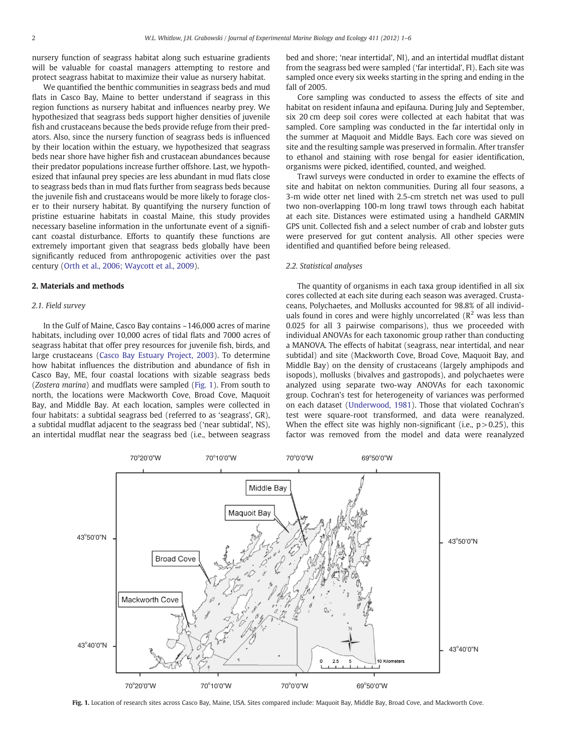nursery function of seagrass habitat along such estuarine gradients will be valuable for coastal managers attempting to restore and protect seagrass habitat to maximize their value as nursery habitat.

We quantified the benthic communities in seagrass beds and mud flats in Casco Bay, Maine to better understand if seagrass in this region functions as nursery habitat and influences nearby prey. We hypothesized that seagrass beds support higher densities of juvenile fish and crustaceans because the beds provide refuge from their predators. Also, since the nursery function of seagrass beds is influenced by their location within the estuary, we hypothesized that seagrass beds near shore have higher fish and crustacean abundances because their predator populations increase further offshore. Last, we hypothesized that infaunal prey species are less abundant in mud flats close to seagrass beds than in mud flats further from seagrass beds because the juvenile fish and crustaceans would be more likely to forage closer to their nursery habitat. By quantifying the nursery function of pristine estuarine habitats in coastal Maine, this study provides necessary baseline information in the unfortunate event of a significant coastal disturbance. Efforts to quantify these functions are extremely important given that seagrass beds globally have been significantly reduced from anthropogenic activities over the past century (Orth et al., 2006; Waycott et al., 2009).

## 2. Materials and methods

### 2.1. Field survey

In the Gulf of Maine, Casco Bay contains ~146,000 acres of marine habitats, including over 10,000 acres of tidal flats and 7000 acres of seagrass habitat that offer prey resources for juvenile fish, birds, and large crustaceans (Casco Bay Estuary Project, 2003). To determine how habitat influences the distribution and abundance of fish in Casco Bay, ME, four coastal locations with sizable seagrass beds (*Zostera marina*) and mudflats were sampled (Fig. 1). From south to north, the locations were Mackworth Cove, Broad Cove, Maquoit Bay, and Middle Bay. At each location, samples were collected in four habitats: a subtidal seagrass bed (referred to as 'seagrass', GR), a subtidal mudflat adjacent to the seagrass bed ('near subtidal', NS), an intertidal mudflat near the seagrass bed (i.e., between seagrass bed and shore; 'near intertidal', NI), and an intertidal mudflat distant from the seagrass bed were sampled ('far intertidal', FI). Each site was sampled once every six weeks starting in the spring and ending in the fall of 2005.

Core sampling was conducted to assess the effects of site and habitat on resident infauna and epifauna. During July and September, six 20 cm deep soil cores were collected at each habitat that was sampled. Core sampling was conducted in the far intertidal only in the summer at Maquoit and Middle Bays. Each core was sieved on site and the resulting sample was preserved in formalin. After transfer to ethanol and staining with rose bengal for easier identification, organisms were picked, identified, counted, and weighed.

Trawl surveys were conducted in order to examine the effects of site and habitat on nekton communities. During all four seasons, a 3-m wide otter net lined with 2.5-cm stretch net was used to pull two non-overlapping 100-m long trawl tows through each habitat at each site. Distances were estimated using a handheld GARMIN GPS unit. Collected fish and a select number of crab and lobster guts were preserved for gut content analysis. All other species were identified and quantified before being released.

### 2.2. Statistical analyses

The quantity of organisms in each taxa group identified in all six cores collected at each site during each season was averaged. Crustaceans, Polychaetes, and Mollusks accounted for 98.8% of all individuals found in cores and were highly uncorrelated ($R^2$ was less than 0.025 for all 3 pairwise comparisons), thus we proceeded with individual ANOVAs for each taxonomic group rather than conducting a MANOVA. The effects of habitat (seagrass, near intertidal, and near subtidal) and site (Mackworth Cove, Broad Cove, Maquoit Bay, and Middle Bay) on the density of crustaceans (largely amphipods and isopods), mollusks (bivalves and gastropods), and polychaetes were analyzed using separate two-way ANOVAs for each taxonomic group. Cochran's test for heterogeneity of variances was performed on each dataset (Underwood, 1981). Those that violated Cochran's test were square-root transformed, and data were reanalyzed. When the effect site was highly non-significant (i.e., $p > 0.25$), this factor was removed from the model and data were reanalyzed

70°20'0"W
70°10'0"W
70°0'0"W
69°50'0"W
43°50'0"N
43°40'0"N
Middle Bay
Maquoit Bay
Broad Cove
Mackworth Cove
N
0 2.5 5 10 Kilometers

**Fig. 1.** Location of research sites across Casco Bay, Maine, USA. Sites compared include: Maquoit Bay, Middle Bay, Broad Cove, and Mackworth Cove.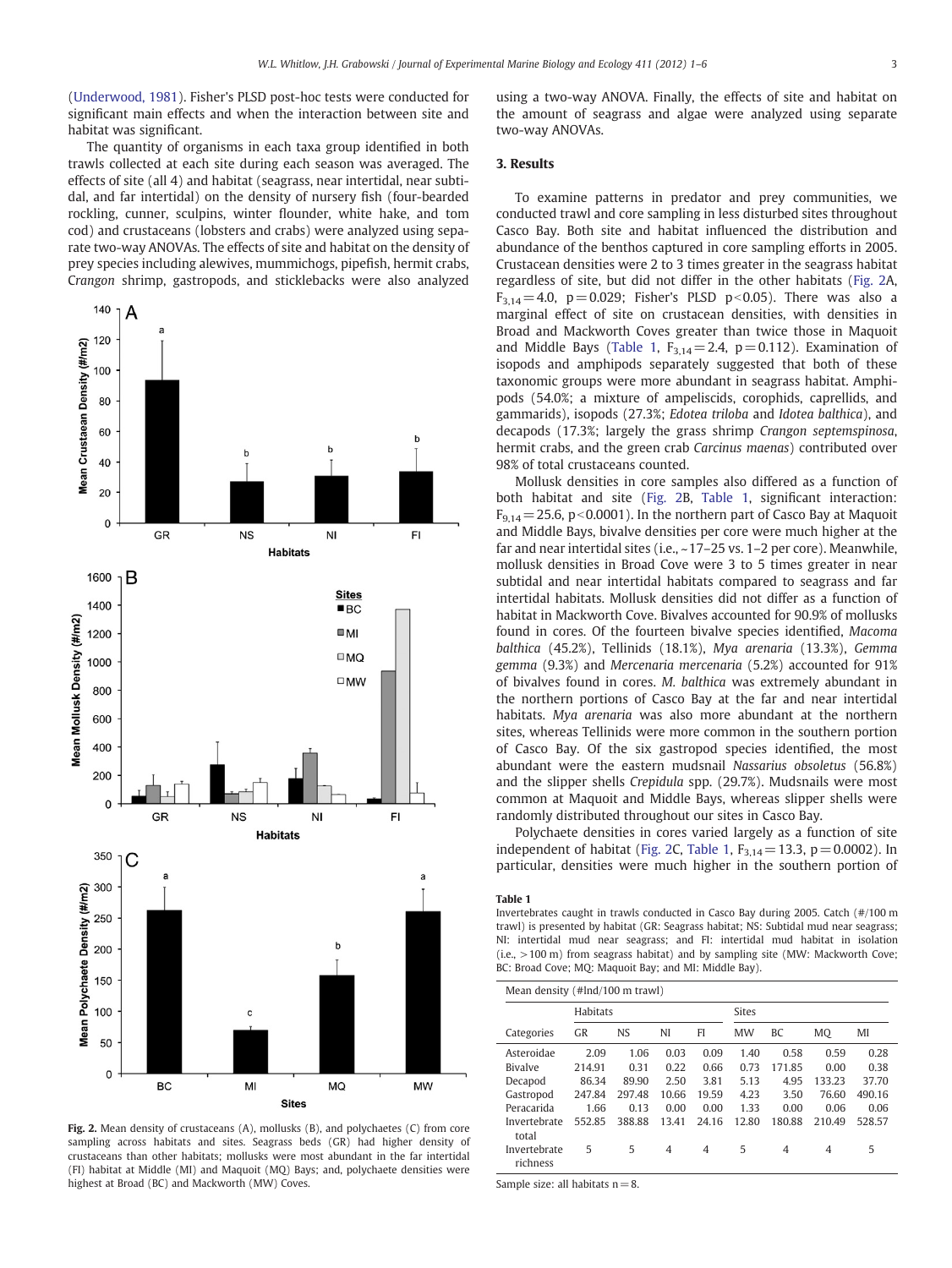(Underwood, 1981). Fisher's PLSD post-hoc tests were conducted for significant main effects and when the interaction between site and habitat was significant.

The quantity of organisms in each taxa group identified in both trawls collected at each site during each season was averaged. The effects of site (all 4) and habitat (seagrass, near intertidal, near subtidal, and far intertidal) on the density of nursery fish (four-bearded rockling, cunner, sculpins, winter flounder, white hake, and tom cod) and crustaceans (lobsters and crabs) were analyzed using separate two-way ANOVAs. The effects of site and habitat on the density of prey species including alewives, mummichogs, pipefish, hermit crabs, *Crangon* shrimp, gastropods, and sticklebacks were also analyzed using a two-way ANOVA. Finally, the effects of site and habitat on the amount of seagrass and algae were analyzed using separate two-way ANOVAs.

A
Mean Crustacean Density (#/m2)
140
120
100
80
60
40
20
0
a
b
b
b
GR
NS
NI
FI
Habitats

B
Mean Mollusk Density (#/m2)
1600
1400
1200
1000
800
600
400
200
0
Sites
BC
MI
MQ
MW
GR
NS
NI
FI
Habitats

C
Mean Polychaete Density (#/m2)
350
300
250
200
150
100
50
0
a
c
b
a
BC
MI
MQ
MW
Sites

**Fig. 2.** Mean density of crustaceans (A), mollusks (B), and polychaetes (C) from core sampling across habitats and sites. Seagrass beds (GR) had higher density of crustaceans than other habitats; mollusks were most abundant in the far intertidal (FI) habitat at Middle (MI) and Maquoit (MQ) Bays; and, polychaete densities were highest at Broad (BC) and Mackworth (MW) Coves.

## 3. Results

To examine patterns in predator and prey communities, we conducted trawl and core sampling in less disturbed sites throughout Casco Bay. Both site and habitat influenced the distribution and abundance of the benthos captured in core sampling efforts in 2005. Crustacean densities were 2 to 3 times greater in the seagrass habitat regardless of site, but did not differ in the other habitats (Fig. 2A, $F_{3,14} = 4.0$, $p = 0.029$; Fisher's PLSD $p < 0.05$). There was also a marginal effect of site on crustacean densities, with densities in Broad and Mackworth Coves greater than twice those in Maquoit and Middle Bays (Table 1, $F_{3,14} = 2.4$, $p = 0.112$). Examination of isopods and amphipods separately suggested that both of these taxonomic groups were more abundant in seagrass habitat. Amphipods (54.0%; a mixture of ampeliscids, corophids, caprellids, and gammarids), isopods (27.3%; *Edotea triloba* and *Idotea balthica*), and decapods (17.3%; largely the grass shrimp *Crangon septemspinosa*, hermit crabs, and the green crab *Carcinus maenas*) contributed over 98% of total crustaceans counted.

Mollusk densities in core samples also differed as a function of both habitat and site (Fig. 2B, Table 1, significant interaction: $F_{9,14} = 25.6$, $p < 0.0001$). In the northern part of Casco Bay at Maquoit and Middle Bays, bivalve densities per core were much higher at the far and near intertidal sites (i.e., ~17–25 vs. 1–2 per core). Meanwhile, mollusk densities in Broad Cove were 3 to 5 times greater in near subtidal and near intertidal habitats compared to seagrass and far intertidal habitats. Mollusk densities did not differ as a function of habitat in Mackworth Cove. Bivalves accounted for 90.9% of mollusks found in cores. Of the fourteen bivalve species identified, *Macoma balthica* (45.2%), Tellinids (18.1%), *Mya arenaria* (13.3%), *Gemma gemma* (9.3%) and *Mercenaria mercenaria* (5.2%) accounted for 91% of bivalves found in cores. *M. balthica* was extremely abundant in the northern portions of Casco Bay at the far and near intertidal habitats. *Mya arenaria* was also more abundant at the northern sites, whereas Tellinids were more common in the southern portion of Casco Bay. Of the six gastropod species identified, the most abundant were the eastern mudsnail *Nassarius obsoletus* (56.8%) and the slipper shells *Crepidula* spp. (29.7%). Mudsnails were most common at Maquoit and Middle Bays, whereas slipper shells were randomly distributed throughout our sites in Casco Bay.

Polychaete densities in cores varied largely as a function of site independent of habitat (Fig. 2C, Table 1, $F_{3,14} = 13.3$, $p = 0.0002$). In particular, densities were much higher in the southern portion of

**Table 1**
Invertebrates caught in trawls conducted in Casco Bay during 2005. Catch (#/100 m trawl) is presented by habitat (GR: Seagrass habitat; NS: Subtidal mud near seagrass; NI: intertidal mud near seagrass; and FI: intertidal mud habitat in isolation (i.e., >100 m) from seagrass habitat) and by sampling site (MW: Mackworth Cove; BC: Broad Cove; MQ: Maquoit Bay; and MI: Middle Bay).

| Mean density (#Ind/100 m trawl) | | | | | | | | |
|---|---|---|---|---|---|---|---|---|
| | Habitats | | | | Sites | | | |
| Categories | GR | NS | NI | FI | MW | BC | MQ | MI |
| Asteroidae | 2.09 | 1.06 | 0.03 | 0.09 | 1.40 | 0.58 | 0.59 | 0.28 |
| Bivalve | 214.91 | 0.31 | 0.22 | 0.66 | 0.73 | 171.85 | 0.00 | 0.38 |
| Decapod | 86.34 | 89.90 | 2.50 | 3.81 | 5.13 | 4.95 | 133.23 | 37.70 |
| Gastropod | 247.84 | 297.48 | 10.66 | 19.59 | 4.23 | 3.50 | 76.60 | 490.16 |
| Peracarida | 1.66 | 0.13 | 0.00 | 0.00 | 1.33 | 0.00 | 0.06 | 0.06 |
| Invertebrate total | 552.85 | 388.88 | 13.41 | 24.16 | 12.80 | 180.88 | 210.49 | 528.57 |
| Invertebrate richness | 5 | 5 | 4 | 4 | 5 | 4 | 4 | 5 |

Sample size: all habitats n = 8.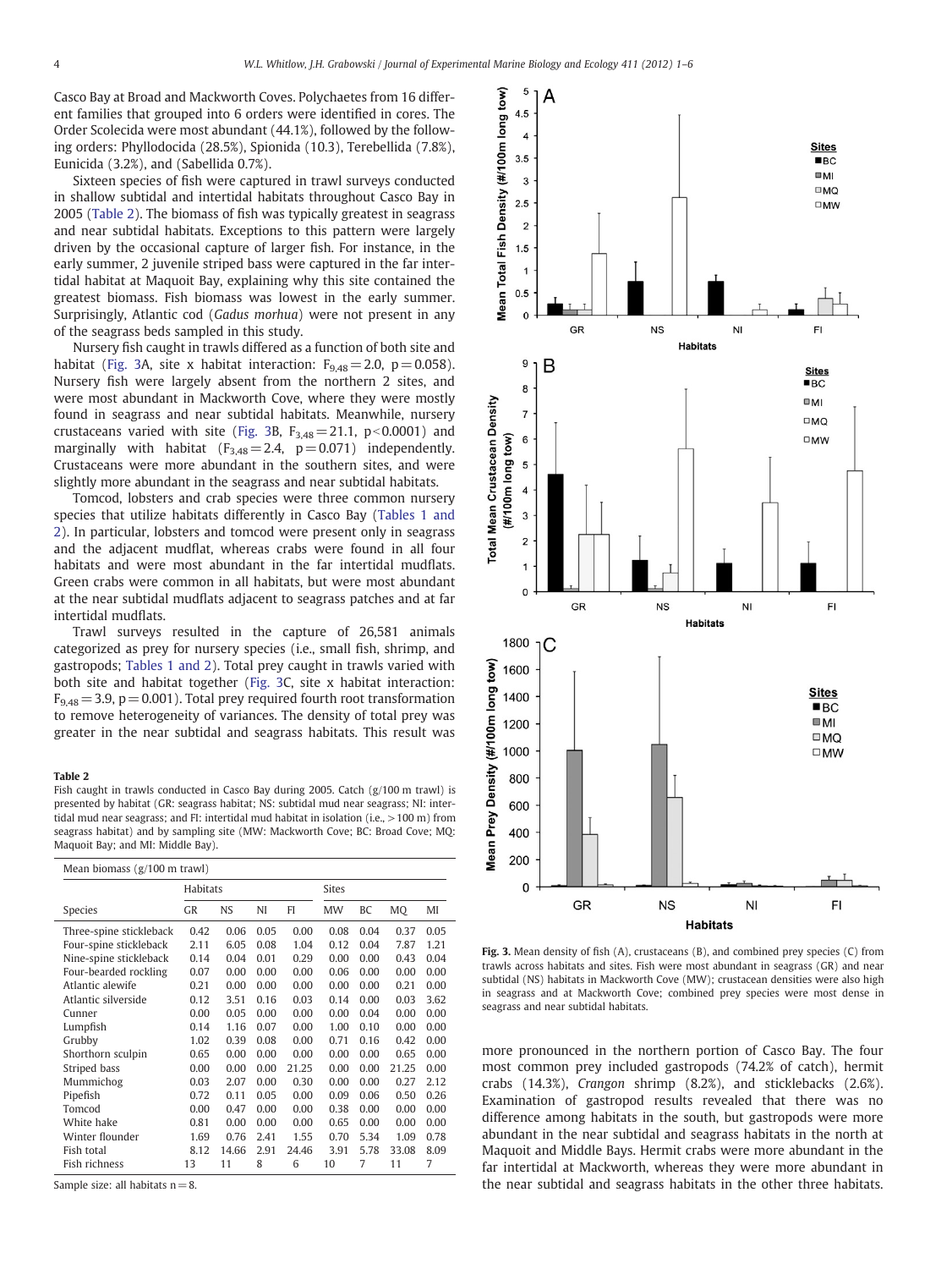Casco Bay at Broad and Mackworth Coves. Polychaetes from 16 different families that grouped into 6 orders were identified in cores. The Order Scolecida were most abundant (44.1%), followed by the following orders: Phyllodocida (28.5%), Spionida (10.3), Terebellida (7.8%), Eunicida (3.2%), and (Sabellida 0.7%).

Sixteen species of fish were captured in trawl surveys conducted in shallow subtidal and intertidal habitats throughout Casco Bay in 2005 (Table 2). The biomass of fish was typically greatest in seagrass and near subtidal habitats. Exceptions to this pattern were largely driven by the occasional capture of larger fish. For instance, in the early summer, 2 juvenile striped bass were captured in the far intertidal habitat at Maquoit Bay, explaining why this site contained the greatest biomass. Fish biomass was lowest in the early summer. Surprisingly, Atlantic cod (*Gadus morhua*) were not present in any of the seagrass beds sampled in this study.

Nursery fish caught in trawls differed as a function of both site and habitat (Fig. 3A, site x habitat interaction: $F_{9,48} = 2.0$, $p = 0.058$). Nursery fish were largely absent from the northern 2 sites, and were most abundant in Mackworth Cove, where they were mostly found in seagrass and near subtidal habitats. Meanwhile, nursery crustaceans varied with site (Fig. 3B, $F_{3,48} = 21.1$, $p < 0.0001$) and marginally with habitat ($F_{3,48} = 2.4$, $p = 0.071$) independently. Crustaceans were more abundant in the southern sites, and were slightly more abundant in the seagrass and near subtidal habitats.

Tomcod, lobsters and crab species were three common nursery species that utilize habitats differently in Casco Bay (Tables 1 and 2). In particular, lobsters and tomcod were present only in seagrass and the adjacent mudflat, whereas crabs were found in all four habitats and were most abundant in the far intertidal mudflats. Green crabs were common in all habitats, but were most abundant at the near subtidal mudflats adjacent to seagrass patches and at far intertidal mudflats.

Trawl surveys resulted in the capture of 26,581 animals categorized as prey for nursery species (i.e., small fish, shrimp, and gastropods; Tables 1 and 2). Total prey caught in trawls varied with both site and habitat together (Fig. 3C, site x habitat interaction: $F_{9,48} = 3.9$, $p = 0.001$). Total prey required fourth root transformation to remove heterogeneity of variances. The density of total prey was greater in the near subtidal and seagrass habitats. This result was more pronounced in the northern portion of Casco Bay. The four most common prey included gastropods (74.2% of catch), hermit crabs (14.3%), *Crangon* shrimp (8.2%), and sticklebacks (2.6%). Examination of gastropod results revealed that there was no difference among habitats in the south, but gastropods were more abundant in the near subtidal and seagrass habitats in the north at Maquoit and Middle Bays. Hermit crabs were more abundant in the far intertidal at Mackworth, whereas they were more abundant in the near subtidal and seagrass habitats in the other three habitats.

**Table 2**
Fish caught in trawls conducted in Casco Bay during 2005. Catch (g/100 m trawl) is presented by habitat (GR: seagrass habitat; NS: subtidal mud near seagrass; NI: intertidal mud near seagrass; and FI: intertidal mud habitat in isolation (i.e., >100 m) from seagrass habitat) and by sampling site (MW: Mackworth Cove; BC: Broad Cove; MQ: Maquoit Bay; and MI: Middle Bay).

| Mean biomass (g/100 m trawl) | | | | | | | | |
|---|---|---|---|---|---|---|---|---|
| | Habitats | | | | Sites | | | |
| Species | GR | NS | NI | FI | MW | BC | MQ | MI |
| Three-spine stickleback | 0.42 | 0.06 | 0.05 | 0.00 | 0.08 | 0.04 | 0.37 | 0.05 |
| Four-spine stickleback | 2.11 | 6.05 | 0.08 | 1.04 | 0.12 | 0.04 | 7.87 | 1.21 |
| Nine-spine stickleback | 0.14 | 0.04 | 0.01 | 0.29 | 0.00 | 0.00 | 0.43 | 0.04 |
| Four-bearded rockling | 0.07 | 0.00 | 0.00 | 0.00 | 0.06 | 0.00 | 0.00 | 0.00 |
| Atlantic alewife | 0.21 | 0.00 | 0.00 | 0.00 | 0.00 | 0.00 | 0.21 | 0.00 |
| Atlantic silverside | 0.12 | 3.51 | 0.16 | 0.03 | 0.14 | 0.00 | 0.03 | 3.62 |
| Cunner | 0.00 | 0.05 | 0.00 | 0.00 | 0.00 | 0.04 | 0.00 | 0.00 |
| Lumpfish | 0.14 | 1.16 | 0.07 | 0.00 | 1.00 | 0.10 | 0.00 | 0.00 |
| Grubby | 1.02 | 0.39 | 0.08 | 0.00 | 0.71 | 0.16 | 0.42 | 0.00 |
| Shorthorn sculpin | 0.65 | 0.00 | 0.00 | 0.00 | 0.00 | 0.00 | 0.65 | 0.00 |
| Striped bass | 0.00 | 0.00 | 0.00 | 21.25 | 0.00 | 0.00 | 21.25 | 0.00 |
| Mummichog | 0.03 | 2.07 | 0.00 | 0.30 | 0.00 | 0.00 | 0.27 | 2.12 |
| Pipefish | 0.72 | 0.11 | 0.05 | 0.00 | 0.09 | 0.06 | 0.50 | 0.26 |
| Tomcod | 0.00 | 0.47 | 0.00 | 0.00 | 0.38 | 0.00 | 0.00 | 0.00 |
| White hake | 0.81 | 0.00 | 0.00 | 0.00 | 0.65 | 0.00 | 0.00 | 0.00 |
| Winter flounder | 1.69 | 0.76 | 2.41 | 1.55 | 0.70 | 5.34 | 1.09 | 0.78 |
| Fish total | 8.12 | 14.66 | 2.91 | 24.46 | 3.91 | 5.78 | 33.08 | 8.09 |
| Fish richness | 13 | 11 | 8 | 6 | 10 | 7 | 11 | 7 |

Sample size: all habitats n = 8.

A
Mean Total Fish Density (#/100m long tow)
0 0.5 1 1.5 2 2.5 3 3.5 4 4.5 5
Sites
BC
MI
MQ
MW
GR NS NI FI
Habitats

B
Total Mean Crustacean Density (#/100m long tow)
0 1 2 3 4 5 6 7 8 9
Sites
BC
MI
MQ
MW
GR NS NI FI
Habitats

C
Mean Prey Density (#/100m long tow)
0 200 400 600 800 1000 1200 1400 1600 1800
Sites
BC
MI
MQ
MW
GR NS NI FI
Habitats

Fig. 3. Mean density of fish (A), crustaceans (B), and combined prey species (C) from trawls across habitats and sites. Fish were most abundant in seagrass (GR) and near subtidal (NS) habitats in Mackworth Cove (MW); crustacean densities were also high in seagrass and at Mackworth Cove; combined prey species were most dense in seagrass and near subtidal habitats.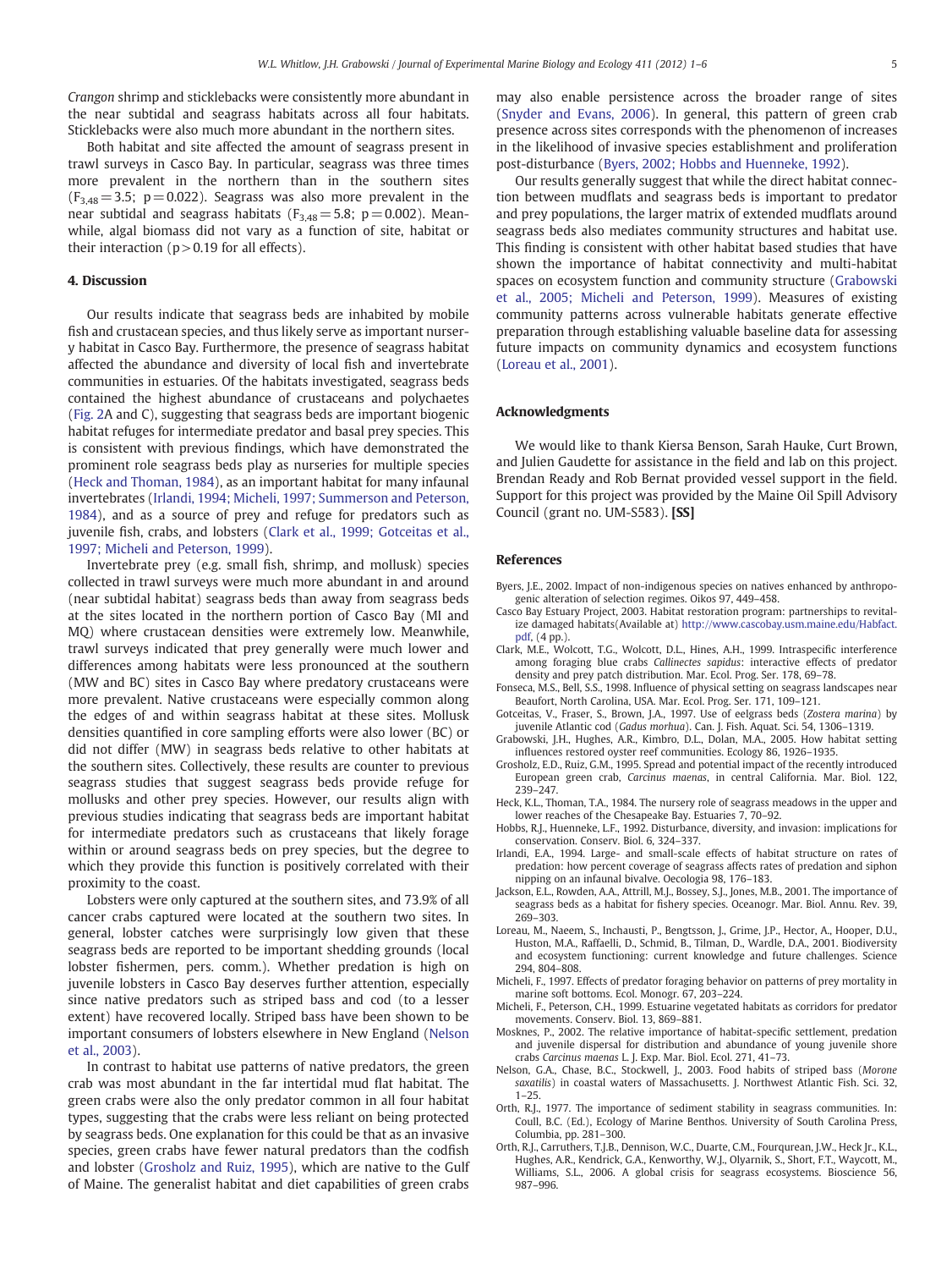*Crangon* shrimp and sticklebacks were consistently more abundant in the near subtidal and seagrass habitats across all four habitats. Sticklebacks were also much more abundant in the northern sites.

Both habitat and site affected the amount of seagrass present in trawl surveys in Casco Bay. In particular, seagrass was three times more prevalent in the northern than in the southern sites ($F_{3,48}=3.5$; $p=0.022$). Seagrass was also more prevalent in the near subtidal and seagrass habitats ($F_{3,48}=5.8$; $p=0.002$). Meanwhile, algal biomass did not vary as a function of site, habitat or their interaction ($p>0.19$ for all effects).

## 4. Discussion

Our results indicate that seagrass beds are inhabited by mobile fish and crustacean species, and thus likely serve as important nursery habitat in Casco Bay. Furthermore, the presence of seagrass habitat affected the abundance and diversity of local fish and invertebrate communities in estuaries. Of the habitats investigated, seagrass beds contained the highest abundance of crustaceans and polychaetes (Fig. 2A and C), suggesting that seagrass beds are important biogenic habitat refuges for intermediate predator and basal prey species. This is consistent with previous findings, which have demonstrated the prominent role seagrass beds play as nurseries for multiple species (Heck and Thoman, 1984), as an important habitat for many infaunal invertebrates (Irlandi, 1994; Micheli, 1997; Summerson and Peterson, 1984), and as a source of prey and refuge for predators such as juvenile fish, crabs, and lobsters (Clark et al., 1999; Gotceitas et al., 1997; Micheli and Peterson, 1999).

Invertebrate prey (e.g. small fish, shrimp, and mollusk) species collected in trawl surveys were much more abundant in and around (near subtidal habitat) seagrass beds than away from seagrass beds at the sites located in the northern portion of Casco Bay (MI and MQ) where crustacean densities were extremely low. Meanwhile, trawl surveys indicated that prey generally were much lower and differences among habitats were less pronounced at the southern (MW and BC) sites in Casco Bay where predatory crustaceans were more prevalent. Native crustaceans were especially common along the edges of and within seagrass habitat at these sites. Mollusk densities quantified in core sampling efforts were also lower (BC) or did not differ (MW) in seagrass beds relative to other habitats at the southern sites. Collectively, these results are counter to previous seagrass studies that suggest seagrass beds provide refuge for mollusks and other prey species. However, our results align with previous studies indicating that seagrass beds are important habitat for intermediate predators such as crustaceans that likely forage within or around seagrass beds on prey species, but the degree to which they provide this function is positively correlated with their proximity to the coast.

Lobsters were only captured at the southern sites, and 73.9% of all cancer crabs captured were located at the southern two sites. In general, lobster catches were surprisingly low given that these seagrass beds are reported to be important shedding grounds (local lobster fishermen, pers. comm.). Whether predation is high on juvenile lobsters in Casco Bay deserves further attention, especially since native predators such as striped bass and cod (to a lesser extent) have recovered locally. Striped bass have been shown to be important consumers of lobsters elsewhere in New England (Nelson et al., 2003).

In contrast to habitat use patterns of native predators, the green crab was most abundant in the far intertidal mud flat habitat. The green crabs were also the only predator common in all four habitat types, suggesting that the crabs were less reliant on being protected by seagrass beds. One explanation for this could be that as an invasive species, green crabs have fewer natural predators than the codfish and lobster (Grosholz and Ruiz, 1995), which are native to the Gulf of Maine. The generalist habitat and diet capabilities of green crabs may also enable persistence across the broader range of sites (Snyder and Evans, 2006). In general, this pattern of green crab presence across sites corresponds with the phenomenon of increases in the likelihood of invasive species establishment and proliferation post-disturbance (Byers, 2002; Hobbs and Huenneke, 1992).

Our results generally suggest that while the direct habitat connection between mudflats and seagrass beds is important to predator and prey populations, the larger matrix of extended mudflats around seagrass beds also mediates community structures and habitat use. This finding is consistent with other habitat based studies that have shown the importance of habitat connectivity and multi-habitat spaces on ecosystem function and community structure (Grabowski et al., 2005; Micheli and Peterson, 1999). Measures of existing community patterns across vulnerable habitats generate effective preparation through establishing valuable baseline data for assessing future impacts on community dynamics and ecosystem functions (Loreau et al., 2001).

## Acknowledgments

We would like to thank Kiersa Benson, Sarah Hauke, Curt Brown, and Julien Gaudette for assistance in the field and lab on this project. Brendan Ready and Rob Bernat provided vessel support in the field. Support for this project was provided by the Maine Oil Spill Advisory Council (grant no. UM-S583). **[SS]**

## References

Byers, J.E., 2002. Impact of non-indigenous species on natives enhanced by anthropogenic alteration of selection regimes. Oikos 97, 449–458.

Casco Bay Estuary Project, 2003. Habitat restoration program: partnerships to revitalize damaged habitats(Available at) http://www.cascobay.usm.maine.edu/Habfact.pdf, (4 pp.).

Clark, M.E., Wolcott, T.G., Wolcott, D.L., Hines, A.H., 1999. Intraspecific interference among foraging blue crabs *Callinectes sapidus*: interactive effects of predator density and prey patch distribution. Mar. Ecol. Prog. Ser. 178, 69–78.

Fonseca, M.S., Bell, S.S., 1998. Influence of physical setting on seagrass landscapes near Beaufort, North Carolina, USA. Mar. Ecol. Prog. Ser. 171, 109–121.

Gotceitas, V., Fraser, S., Brown, J.A., 1997. Use of eelgrass beds (*Zostera marina*) by juvenile Atlantic cod (*Gadus morhua*). Can. J. Fish. Aquat. Sci. 54, 1306–1319.

Grabowski, J.H., Hughes, A.R., Kimbro, D.L., Dolan, M.A., 2005. How habitat setting influences restored oyster reef communities. Ecology 86, 1926–1935.

Grosholz, E.D., Ruiz, G.M., 1995. Spread and potential impact of the recently introduced European green crab, *Carcinus maenas*, in central California. Mar. Biol. 122, 239–247.

Heck, K.L., Thoman, T.A., 1984. The nursery role of seagrass meadows in the upper and lower reaches of the Chesapeake Bay. Estuaries 7, 70–92.

Hobbs, R.J., Huenneke, L.F., 1992. Disturbance, diversity, and invasion: implications for conservation. Conserv. Biol. 6, 324–337.

Irlandi, E.A., 1994. Large- and small-scale effects of habitat structure on rates of predation: how percent coverage of seagrass affects rates of predation and siphon nipping on an infaunal bivalve. Oecologia 98, 176–183.

Jackson, E.L., Rowden, A.A., Attrill, M.J., Bossey, S.J., Jones, M.B., 2001. The importance of seagrass beds as a habitat for fishery species. Oceanogr. Mar. Biol. Annu. Rev. 39, 269–303.

Loreau, M., Naeem, S., Inchausti, P., Bengtsson, J., Grime, J.P., Hector, A., Hooper, D.U., Huston, M.A., Raffaelli, D., Schmid, B., Tilman, D., Wardle, D.A., 2001. Biodiversity and ecosystem functioning: current knowledge and future challenges. Science 294, 804–808.

Micheli, F., 1997. Effects of predator foraging behavior on patterns of prey mortality in marine soft bottoms. Ecol. Monogr. 67, 203–224.

Micheli, F., Peterson, C.H., 1999. Estuarine vegetated habitats as corridors for predator movements. Conserv. Biol. 13, 869–881.

Mosknes, P., 2002. The relative importance of habitat-specific settlement, predation and juvenile dispersal for distribution and abundance of young juvenile shore crabs *Carcinus maenas* L. J. Exp. Mar. Biol. Ecol. 271, 41–73.

Nelson, G.A., Chase, B.C., Stockwell, J., 2003. Food habits of striped bass (*Morone saxatilis*) in coastal waters of Massachusetts. J. Northwest Atlantic Fish. Sci. 32, 1–25.

Orth, R.J., 1977. The importance of sediment stability in seagrass communities. In: Coull, B.C. (Ed.), Ecology of Marine Benthos. University of South Carolina Press, Columbia, pp. 281–300.

Orth, R.J., Carruthers, T.J.B., Dennison, W.C., Duarte, C.M., Fourqurean, J.W., Heck Jr., K.L., Hughes, A.R., Kendrick, G.A., Kenworthy, W.J., Olyarnik, S., Short, F.T., Waycott, M., Williams, S.L., 2006. A global crisis for seagrass ecosystems. Bioscience 56, 987–996.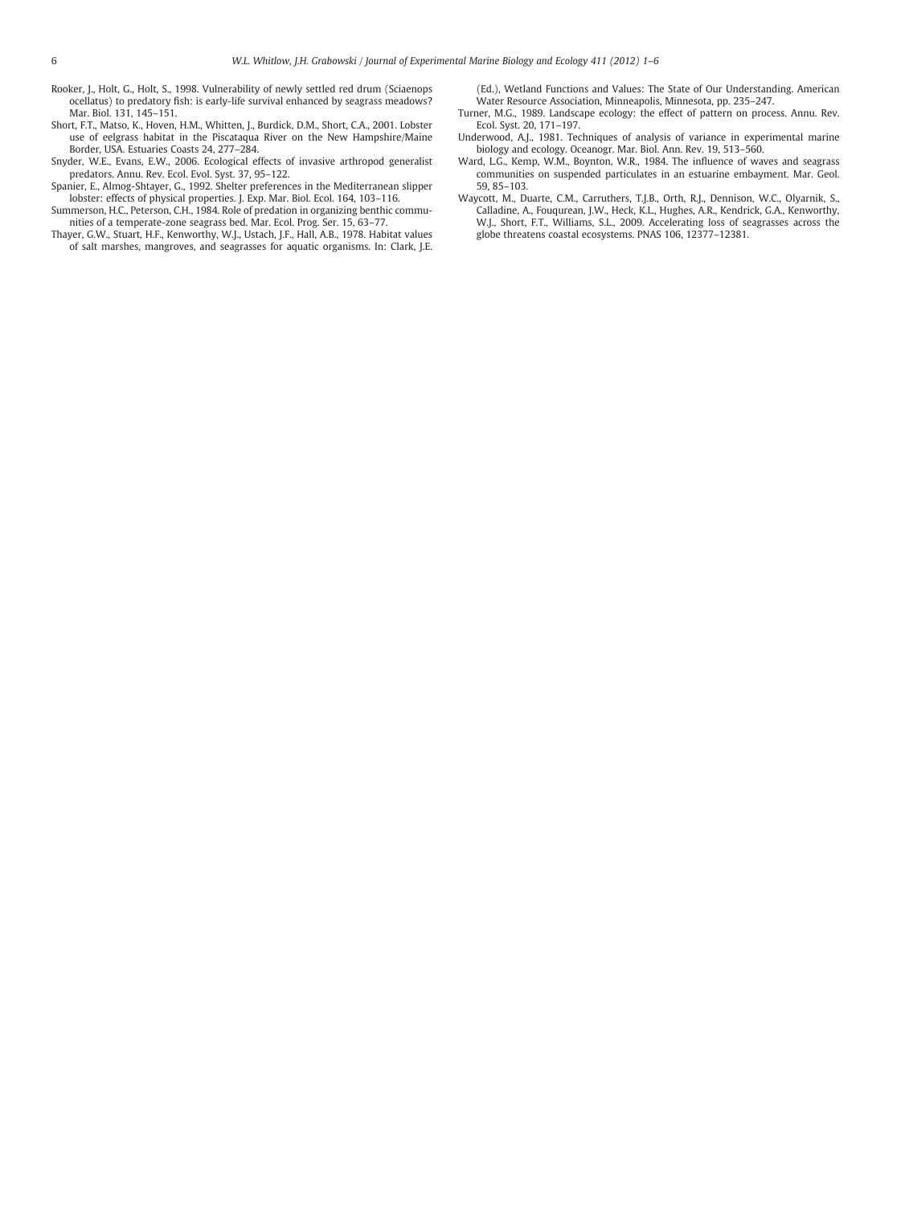Rooker, J., Holt, G., Holt, S., 1998. Vulnerability of newly settled red drum (Sciaenops ocellatus) to predatory fish: is early-life survival enhanced by seagrass meadows? Mar. Biol. 131, 145–151.

Short, F.T., Matso, K., Hoven, H.M., Whitten, J., Burdick, D.M., Short, C.A., 2001. Lobster use of eelgrass habitat in the Piscataqua River on the New Hampshire/Maine Border, USA. Estuaries Coasts 24, 277–284.

Snyder, W.E., Evans, E.W., 2006. Ecological effects of invasive arthropod generalist predators. Annu. Rev. Ecol. Evol. Syst. 37, 95–122.

Spanier, E., Almog-Shtayer, G., 1992. Shelter preferences in the Mediterranean slipper lobster: effects of physical properties. J. Exp. Mar. Biol. Ecol. 164, 103–116.

Summerson, H.C., Peterson, C.H., 1984. Role of predation in organizing benthic communities of a temperate-zone seagrass bed. Mar. Ecol. Prog. Ser. 15, 63–77.

Thayer, G.W., Stuart, H.F., Kenworthy, W.J., Ustach, J.F., Hall, A.B., 1978. Habitat values of salt marshes, mangroves, and seagrasses for aquatic organisms. In: Clark, J.E. (Ed.), Wetland Functions and Values: The State of Our Understanding. American Water Resource Association, Minneapolis, Minnesota, pp. 235–247.

Turner, M.G., 1989. Landscape ecology: the effect of pattern on process. Annu. Rev. Ecol. Syst. 20, 171–197.

Underwood, A.J., 1981. Techniques of analysis of variance in experimental marine biology and ecology. Oceanogr. Mar. Biol. Ann. Rev. 19, 513–560.

Ward, L.G., Kemp, W.M., Boynton, W.R., 1984. The influence of waves and seagrass communities on suspended particulates in an estuarine embayment. Mar. Geol. 59, 85–103.

Waycott, M., Duarte, C.M., Carruthers, T.J.B., Orth, R.J., Dennison, W.C., Olyarnik, S., Calladine, A., Fouqurean, J.W., Heck, K.L., Hughes, A.R., Kendrick, G.A., Kenworthy, W.J., Short, F.T., Williams, S.L., 2009. Accelerating loss of seagrasses across the globe threatens coastal ecosystems. PNAS 106, 12377–12381.